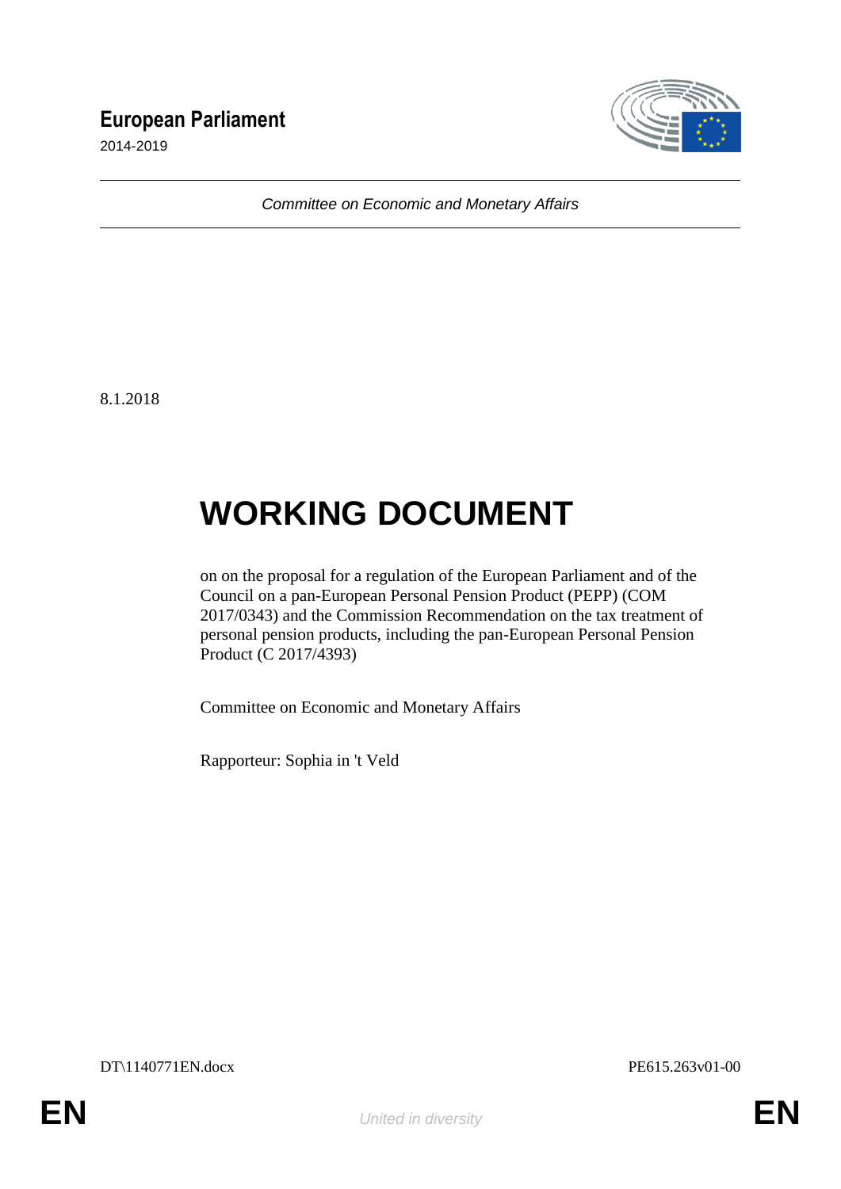**European Parliament**

2014-2019

*Committee on Economic and Monetary Affairs*

8.1.2018

# WORKING DOCUMENT

on on the proposal for a regulation of the European Parliament and of the Council on a pan-European Personal Pension Product (PEPP) (COM 2017/0343) and the Commission Recommendation on the tax treatment of personal pension products, including the pan-European Personal Pension Product (C 2017/4393)

Committee on Economic and Monetary Affairs

Rapporteur: Sophia in 't Veld

DT\1140771EN.docx PE615.263v01-00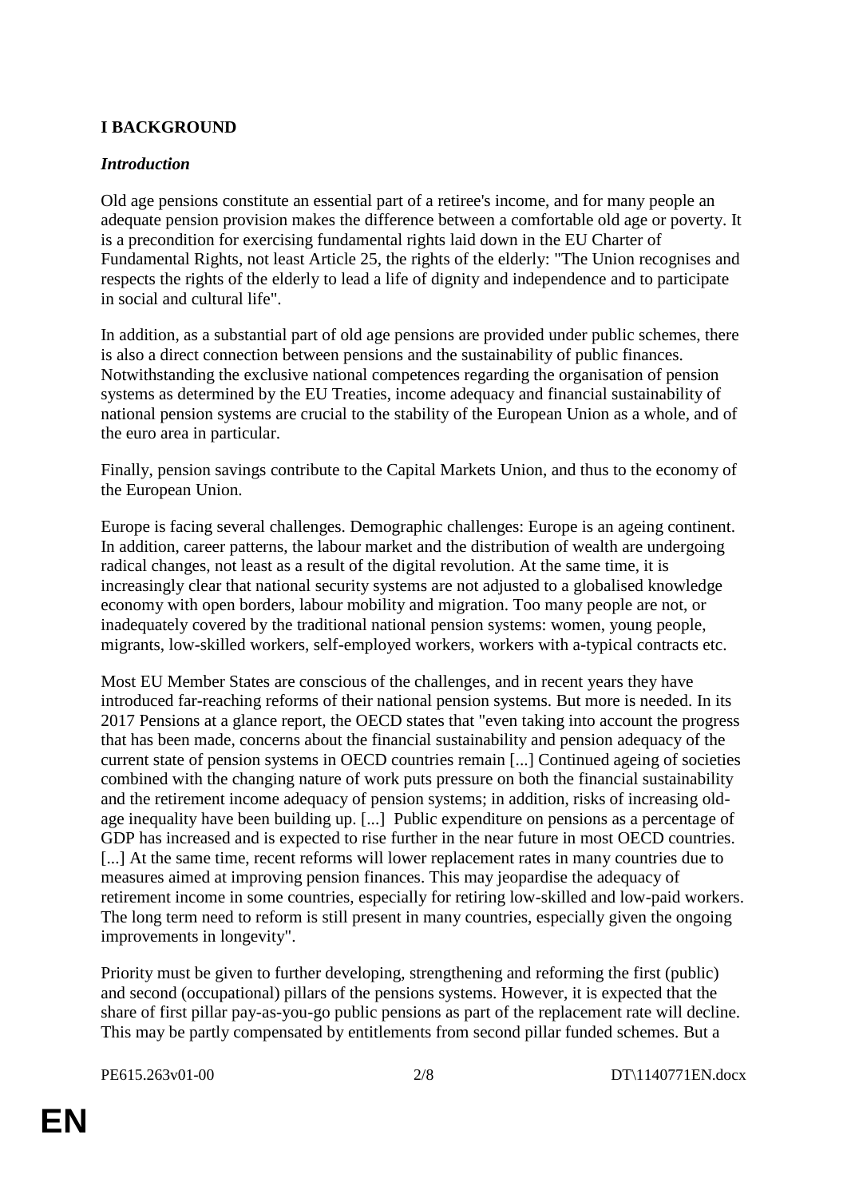## I BACKGROUND

### *Introduction*

Old age pensions constitute an essential part of a retiree's income, and for many people an adequate pension provision makes the difference between a comfortable old age or poverty. It is a precondition for exercising fundamental rights laid down in the EU Charter of Fundamental Rights, not least Article 25, the rights of the elderly: "The Union recognises and respects the rights of the elderly to lead a life of dignity and independence and to participate in social and cultural life".

In addition, as a substantial part of old age pensions are provided under public schemes, there is also a direct connection between pensions and the sustainability of public finances. Notwithstanding the exclusive national competences regarding the organisation of pension systems as determined by the EU Treaties, income adequacy and financial sustainability of national pension systems are crucial to the stability of the European Union as a whole, and of the euro area in particular.

Finally, pension savings contribute to the Capital Markets Union, and thus to the economy of the European Union.

Europe is facing several challenges. Demographic challenges: Europe is an ageing continent. In addition, career patterns, the labour market and the distribution of wealth are undergoing radical changes, not least as a result of the digital revolution. At the same time, it is increasingly clear that national security systems are not adjusted to a globalised knowledge economy with open borders, labour mobility and migration. Too many people are not, or inadequately covered by the traditional national pension systems: women, young people, migrants, low-skilled workers, self-employed workers, workers with a-typical contracts etc.

Most EU Member States are conscious of the challenges, and in recent years they have introduced far-reaching reforms of their national pension systems. But more is needed. In its 2017 Pensions at a glance report, the OECD states that "even taking into account the progress that has been made, concerns about the financial sustainability and pension adequacy of the current state of pension systems in OECD countries remain [...] Continued ageing of societies combined with the changing nature of work puts pressure on both the financial sustainability and the retirement income adequacy of pension systems; in addition, risks of increasing old-age inequality have been building up. [...] Public expenditure on pensions as a percentage of GDP has increased and is expected to rise further in the near future in most OECD countries. [...] At the same time, recent reforms will lower replacement rates in many countries due to measures aimed at improving pension finances. This may jeopardise the adequacy of retirement income in some countries, especially for retiring low-skilled and low-paid workers. The long term need to reform is still present in many countries, especially given the ongoing improvements in longevity".

Priority must be given to further developing, strengthening and reforming the first (public) and second (occupational) pillars of the pensions systems. However, it is expected that the share of first pillar pay-as-you-go public pensions as part of the replacement rate will decline. This may be partly compensated by entitlements from second pillar funded schemes. But a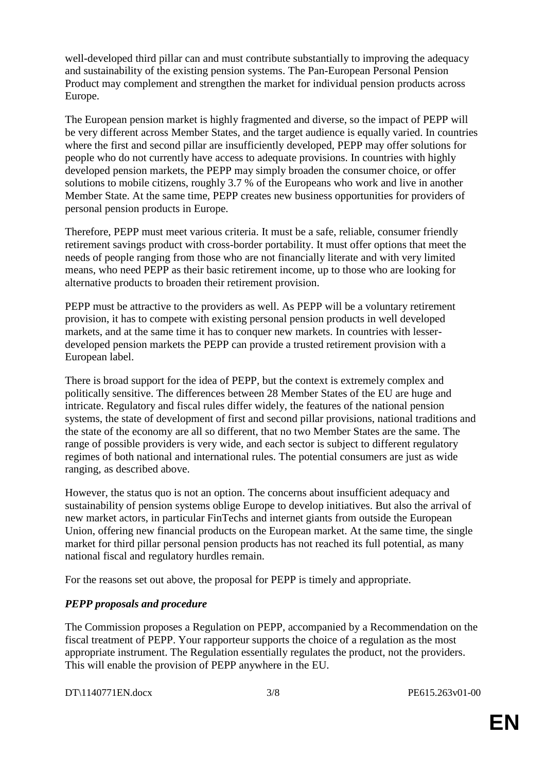well-developed third pillar can and must contribute substantially to improving the adequacy and sustainability of the existing pension systems. The Pan-European Personal Pension Product may complement and strengthen the market for individual pension products across Europe.

The European pension market is highly fragmented and diverse, so the impact of PEPP will be very different across Member States, and the target audience is equally varied. In countries where the first and second pillar are insufficiently developed, PEPP may offer solutions for people who do not currently have access to adequate provisions. In countries with highly developed pension markets, the PEPP may simply broaden the consumer choice, or offer solutions to mobile citizens, roughly 3.7 % of the Europeans who work and live in another Member State. At the same time, PEPP creates new business opportunities for providers of personal pension products in Europe.

Therefore, PEPP must meet various criteria. It must be a safe, reliable, consumer friendly retirement savings product with cross-border portability. It must offer options that meet the needs of people ranging from those who are not financially literate and with very limited means, who need PEPP as their basic retirement income, up to those who are looking for alternative products to broaden their retirement provision.

PEPP must be attractive to the providers as well. As PEPP will be a voluntary retirement provision, it has to compete with existing personal pension products in well developed markets, and at the same time it has to conquer new markets. In countries with lesser-developed pension markets the PEPP can provide a trusted retirement provision with a European label.

There is broad support for the idea of PEPP, but the context is extremely complex and politically sensitive. The differences between 28 Member States of the EU are huge and intricate. Regulatory and fiscal rules differ widely, the features of the national pension systems, the state of development of first and second pillar provisions, national traditions and the state of the economy are all so different, that no two Member States are the same. The range of possible providers is very wide, and each sector is subject to different regulatory regimes of both national and international rules. The potential consumers are just as wide ranging, as described above.

However, the status quo is not an option. The concerns about insufficient adequacy and sustainability of pension systems oblige Europe to develop initiatives. But also the arrival of new market actors, in particular FinTechs and internet giants from outside the European Union, offering new financial products on the European market. At the same time, the single market for third pillar personal pension products has not reached its full potential, as many national fiscal and regulatory hurdles remain.

For the reasons set out above, the proposal for PEPP is timely and appropriate.

***PEPP proposals and procedure***

The Commission proposes a Regulation on PEPP, accompanied by a Recommendation on the fiscal treatment of PEPP. Your rapporteur supports the choice of a regulation as the most appropriate instrument. The Regulation essentially regulates the product, not the providers. This will enable the provision of PEPP anywhere in the EU.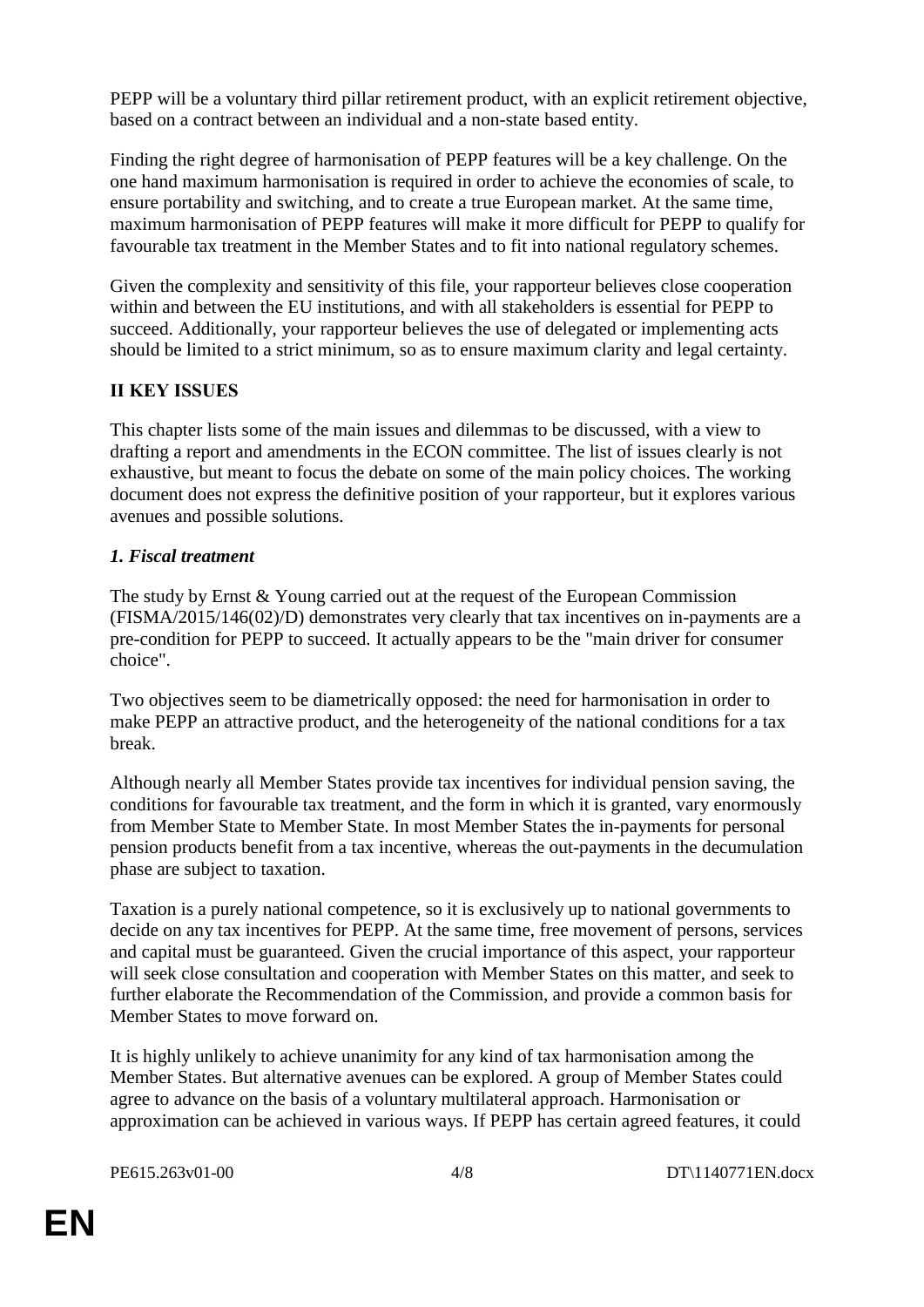PEPP will be a voluntary third pillar retirement product, with an explicit retirement objective, based on a contract between an individual and a non-state based entity.

Finding the right degree of harmonisation of PEPP features will be a key challenge. On the one hand maximum harmonisation is required in order to achieve the economies of scale, to ensure portability and switching, and to create a true European market. At the same time, maximum harmonisation of PEPP features will make it more difficult for PEPP to qualify for favourable tax treatment in the Member States and to fit into national regulatory schemes.

Given the complexity and sensitivity of this file, your rapporteur believes close cooperation within and between the EU institutions, and with all stakeholders is essential for PEPP to succeed. Additionally, your rapporteur believes the use of delegated or implementing acts should be limited to a strict minimum, so as to ensure maximum clarity and legal certainty.

## II KEY ISSUES

This chapter lists some of the main issues and dilemmas to be discussed, with a view to drafting a report and amendments in the ECON committee. The list of issues clearly is not exhaustive, but meant to focus the debate on some of the main policy choices. The working document does not express the definitive position of your rapporteur, but it explores various avenues and possible solutions.

### *1. Fiscal treatment*

The study by Ernst & Young carried out at the request of the European Commission (FISMA/2015/146(02)/D) demonstrates very clearly that tax incentives on in-payments are a pre-condition for PEPP to succeed. It actually appears to be the "main driver for consumer choice".

Two objectives seem to be diametrically opposed: the need for harmonisation in order to make PEPP an attractive product, and the heterogeneity of the national conditions for a tax break.

Although nearly all Member States provide tax incentives for individual pension saving, the conditions for favourable tax treatment, and the form in which it is granted, vary enormously from Member State to Member State. In most Member States the in-payments for personal pension products benefit from a tax incentive, whereas the out-payments in the decumulation phase are subject to taxation.

Taxation is a purely national competence, so it is exclusively up to national governments to decide on any tax incentives for PEPP. At the same time, free movement of persons, services and capital must be guaranteed. Given the crucial importance of this aspect, your rapporteur will seek close consultation and cooperation with Member States on this matter, and seek to further elaborate the Recommendation of the Commission, and provide a common basis for Member States to move forward on.

It is highly unlikely to achieve unanimity for any kind of tax harmonisation among the Member States. But alternative avenues can be explored. A group of Member States could agree to advance on the basis of a voluntary multilateral approach. Harmonisation or approximation can be achieved in various ways. If PEPP has certain agreed features, it could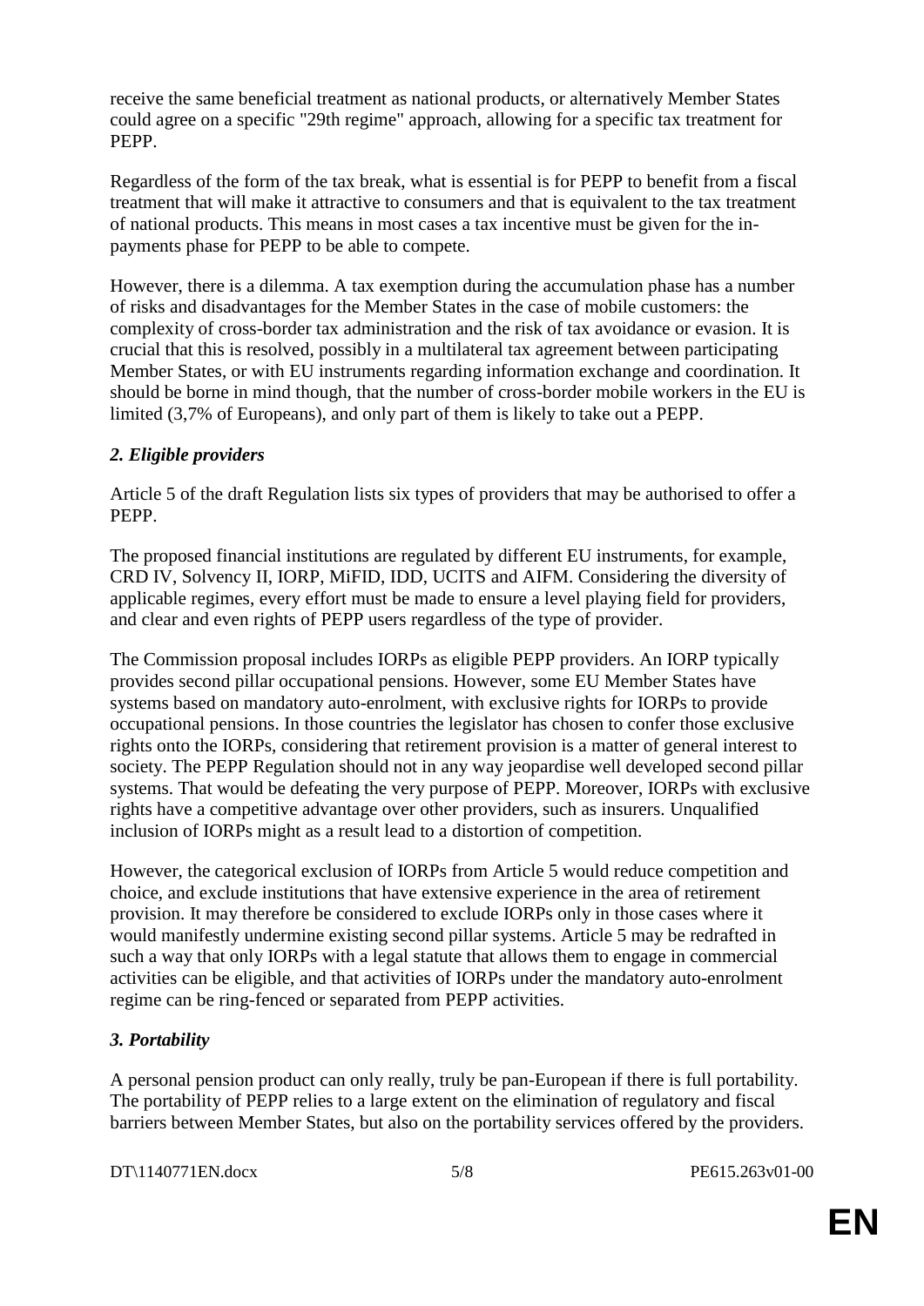receive the same beneficial treatment as national products, or alternatively Member States could agree on a specific "29th regime" approach, allowing for a specific tax treatment for PEPP.

Regardless of the form of the tax break, what is essential is for PEPP to benefit from a fiscal treatment that will make it attractive to consumers and that is equivalent to the tax treatment of national products. This means in most cases a tax incentive must be given for the in-payments phase for PEPP to be able to compete.

However, there is a dilemma. A tax exemption during the accumulation phase has a number of risks and disadvantages for the Member States in the case of mobile customers: the complexity of cross-border tax administration and the risk of tax avoidance or evasion. It is crucial that this is resolved, possibly in a multilateral tax agreement between participating Member States, or with EU instruments regarding information exchange and coordination. It should be borne in mind though, that the number of cross-border mobile workers in the EU is limited (3,7% of Europeans), and only part of them is likely to take out a PEPP.

### *2. Eligible providers*

Article 5 of the draft Regulation lists six types of providers that may be authorised to offer a PEPP.

The proposed financial institutions are regulated by different EU instruments, for example, CRD IV, Solvency II, IORP, MiFID, IDD, UCITS and AIFM. Considering the diversity of applicable regimes, every effort must be made to ensure a level playing field for providers, and clear and even rights of PEPP users regardless of the type of provider.

The Commission proposal includes IORPs as eligible PEPP providers. An IORP typically provides second pillar occupational pensions. However, some EU Member States have systems based on mandatory auto-enrolment, with exclusive rights for IORPs to provide occupational pensions. In those countries the legislator has chosen to confer those exclusive rights onto the IORPs, considering that retirement provision is a matter of general interest to society. The PEPP Regulation should not in any way jeopardise well developed second pillar systems. That would be defeating the very purpose of PEPP. Moreover, IORPs with exclusive rights have a competitive advantage over other providers, such as insurers. Unqualified inclusion of IORPs might as a result lead to a distortion of competition.

However, the categorical exclusion of IORPs from Article 5 would reduce competition and choice, and exclude institutions that have extensive experience in the area of retirement provision. It may therefore be considered to exclude IORPs only in those cases where it would manifestly undermine existing second pillar systems. Article 5 may be redrafted in such a way that only IORPs with a legal statute that allows them to engage in commercial activities can be eligible, and that activities of IORPs under the mandatory auto-enrolment regime can be ring-fenced or separated from PEPP activities.

### *3. Portability*

A personal pension product can only really, truly be pan-European if there is full portability. The portability of PEPP relies to a large extent on the elimination of regulatory and fiscal barriers between Member States, but also on the portability services offered by the providers.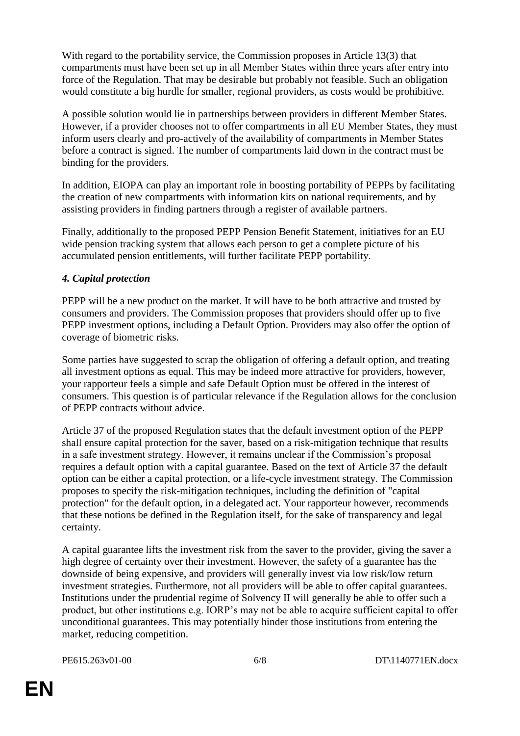With regard to the portability service, the Commission proposes in Article 13(3) that compartments must have been set up in all Member States within three years after entry into force of the Regulation. That may be desirable but probably not feasible. Such an obligation would constitute a big hurdle for smaller, regional providers, as costs would be prohibitive.

A possible solution would lie in partnerships between providers in different Member States. However, if a provider chooses not to offer compartments in all EU Member States, they must inform users clearly and pro-actively of the availability of compartments in Member States before a contract is signed. The number of compartments laid down in the contract must be binding for the providers.

In addition, EIOPA can play an important role in boosting portability of PEPPs by facilitating the creation of new compartments with information kits on national requirements, and by assisting providers in finding partners through a register of available partners.

Finally, additionally to the proposed PEPP Pension Benefit Statement, initiatives for an EU wide pension tracking system that allows each person to get a complete picture of his accumulated pension entitlements, will further facilitate PEPP portability.

### *4. Capital protection*

PEPP will be a new product on the market. It will have to be both attractive and trusted by consumers and providers. The Commission proposes that providers should offer up to five PEPP investment options, including a Default Option. Providers may also offer the option of coverage of biometric risks.

Some parties have suggested to scrap the obligation of offering a default option, and treating all investment options as equal. This may be indeed more attractive for providers, however, your rapporteur feels a simple and safe Default Option must be offered in the interest of consumers. This question is of particular relevance if the Regulation allows for the conclusion of PEPP contracts without advice.

Article 37 of the proposed Regulation states that the default investment option of the PEPP shall ensure capital protection for the saver, based on a risk-mitigation technique that results in a safe investment strategy. However, it remains unclear if the Commission's proposal requires a default option with a capital guarantee. Based on the text of Article 37 the default option can be either a capital protection, or a life-cycle investment strategy. The Commission proposes to specify the risk-mitigation techniques, including the definition of "capital protection" for the default option, in a delegated act. Your rapporteur however, recommends that these notions be defined in the Regulation itself, for the sake of transparency and legal certainty.

A capital guarantee lifts the investment risk from the saver to the provider, giving the saver a high degree of certainty over their investment. However, the safety of a guarantee has the downside of being expensive, and providers will generally invest via low risk/low return investment strategies. Furthermore, not all providers will be able to offer capital guarantees. Institutions under the prudential regime of Solvency II will generally be able to offer such a product, but other institutions e.g. IORP's may not be able to acquire sufficient capital to offer unconditional guarantees. This may potentially hinder those institutions from entering the market, reducing competition.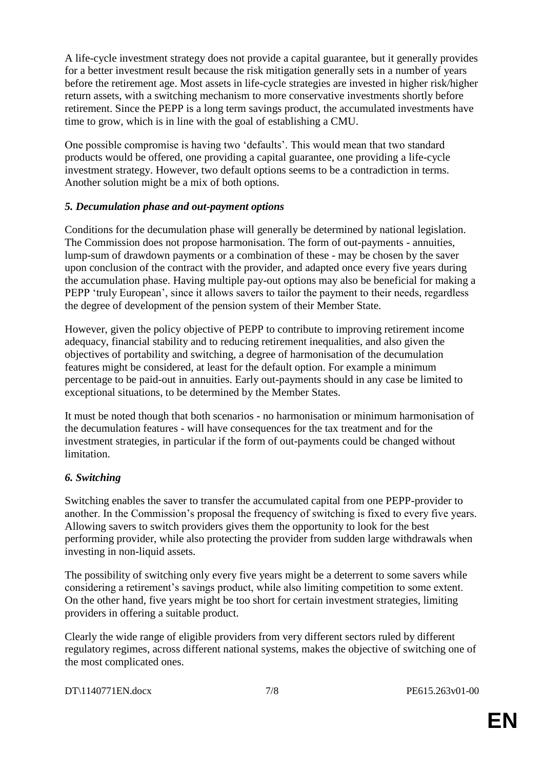A life-cycle investment strategy does not provide a capital guarantee, but it generally provides for a better investment result because the risk mitigation generally sets in a number of years before the retirement age. Most assets in life-cycle strategies are invested in higher risk/higher return assets, with a switching mechanism to more conservative investments shortly before retirement. Since the PEPP is a long term savings product, the accumulated investments have time to grow, which is in line with the goal of establishing a CMU.

One possible compromise is having two 'defaults'. This would mean that two standard products would be offered, one providing a capital guarantee, one providing a life-cycle investment strategy. However, two default options seems to be a contradiction in terms. Another solution might be a mix of both options.

### *5. Decumulation phase and out-payment options*

Conditions for the decumulation phase will generally be determined by national legislation. The Commission does not propose harmonisation. The form of out-payments - annuities, lump-sum of drawdown payments or a combination of these - may be chosen by the saver upon conclusion of the contract with the provider, and adapted once every five years during the accumulation phase. Having multiple pay-out options may also be beneficial for making a PEPP 'truly European', since it allows savers to tailor the payment to their needs, regardless the degree of development of the pension system of their Member State.

However, given the policy objective of PEPP to contribute to improving retirement income adequacy, financial stability and to reducing retirement inequalities, and also given the objectives of portability and switching, a degree of harmonisation of the decumulation features might be considered, at least for the default option. For example a minimum percentage to be paid-out in annuities. Early out-payments should in any case be limited to exceptional situations, to be determined by the Member States.

It must be noted though that both scenarios - no harmonisation or minimum harmonisation of the decumulation features - will have consequences for the tax treatment and for the investment strategies, in particular if the form of out-payments could be changed without limitation.

### *6. Switching*

Switching enables the saver to transfer the accumulated capital from one PEPP-provider to another. In the Commission's proposal the frequency of switching is fixed to every five years. Allowing savers to switch providers gives them the opportunity to look for the best performing provider, while also protecting the provider from sudden large withdrawals when investing in non-liquid assets.

The possibility of switching only every five years might be a deterrent to some savers while considering a retirement's savings product, while also limiting competition to some extent. On the other hand, five years might be too short for certain investment strategies, limiting providers in offering a suitable product.

Clearly the wide range of eligible providers from very different sectors ruled by different regulatory regimes, across different national systems, makes the objective of switching one of the most complicated ones.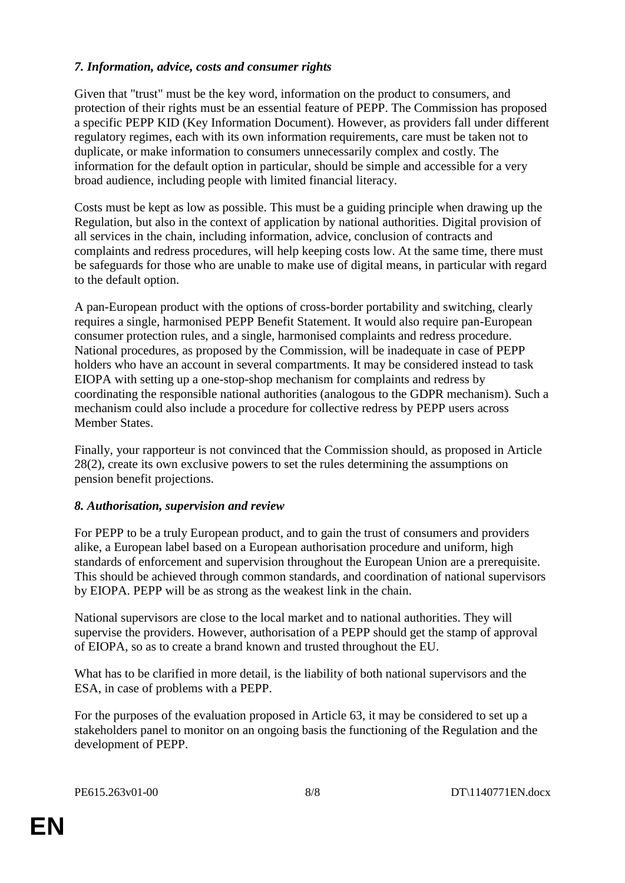### *7. Information, advice, costs and consumer rights*

Given that "trust" must be the key word, information on the product to consumers, and protection of their rights must be an essential feature of PEPP. The Commission has proposed a specific PEPP KID (Key Information Document). However, as providers fall under different regulatory regimes, each with its own information requirements, care must be taken not to duplicate, or make information to consumers unnecessarily complex and costly. The information for the default option in particular, should be simple and accessible for a very broad audience, including people with limited financial literacy.

Costs must be kept as low as possible. This must be a guiding principle when drawing up the Regulation, but also in the context of application by national authorities. Digital provision of all services in the chain, including information, advice, conclusion of contracts and complaints and redress procedures, will help keeping costs low. At the same time, there must be safeguards for those who are unable to make use of digital means, in particular with regard to the default option.

A pan-European product with the options of cross-border portability and switching, clearly requires a single, harmonised PEPP Benefit Statement. It would also require pan-European consumer protection rules, and a single, harmonised complaints and redress procedure. National procedures, as proposed by the Commission, will be inadequate in case of PEPP holders who have an account in several compartments. It may be considered instead to task EIOPA with setting up a one-stop-shop mechanism for complaints and redress by coordinating the responsible national authorities (analogous to the GDPR mechanism). Such a mechanism could also include a procedure for collective redress by PEPP users across Member States.

Finally, your rapporteur is not convinced that the Commission should, as proposed in Article 28(2), create its own exclusive powers to set the rules determining the assumptions on pension benefit projections.

### *8. Authorisation, supervision and review*

For PEPP to be a truly European product, and to gain the trust of consumers and providers alike, a European label based on a European authorisation procedure and uniform, high standards of enforcement and supervision throughout the European Union are a prerequisite. This should be achieved through common standards, and coordination of national supervisors by EIOPA. PEPP will be as strong as the weakest link in the chain.

National supervisors are close to the local market and to national authorities. They will supervise the providers. However, authorisation of a PEPP should get the stamp of approval of EIOPA, so as to create a brand known and trusted throughout the EU.

What has to be clarified in more detail, is the liability of both national supervisors and the ESA, in case of problems with a PEPP.

For the purposes of the evaluation proposed in Article 63, it may be considered to set up a stakeholders panel to monitor on an ongoing basis the functioning of the Regulation and the development of PEPP.